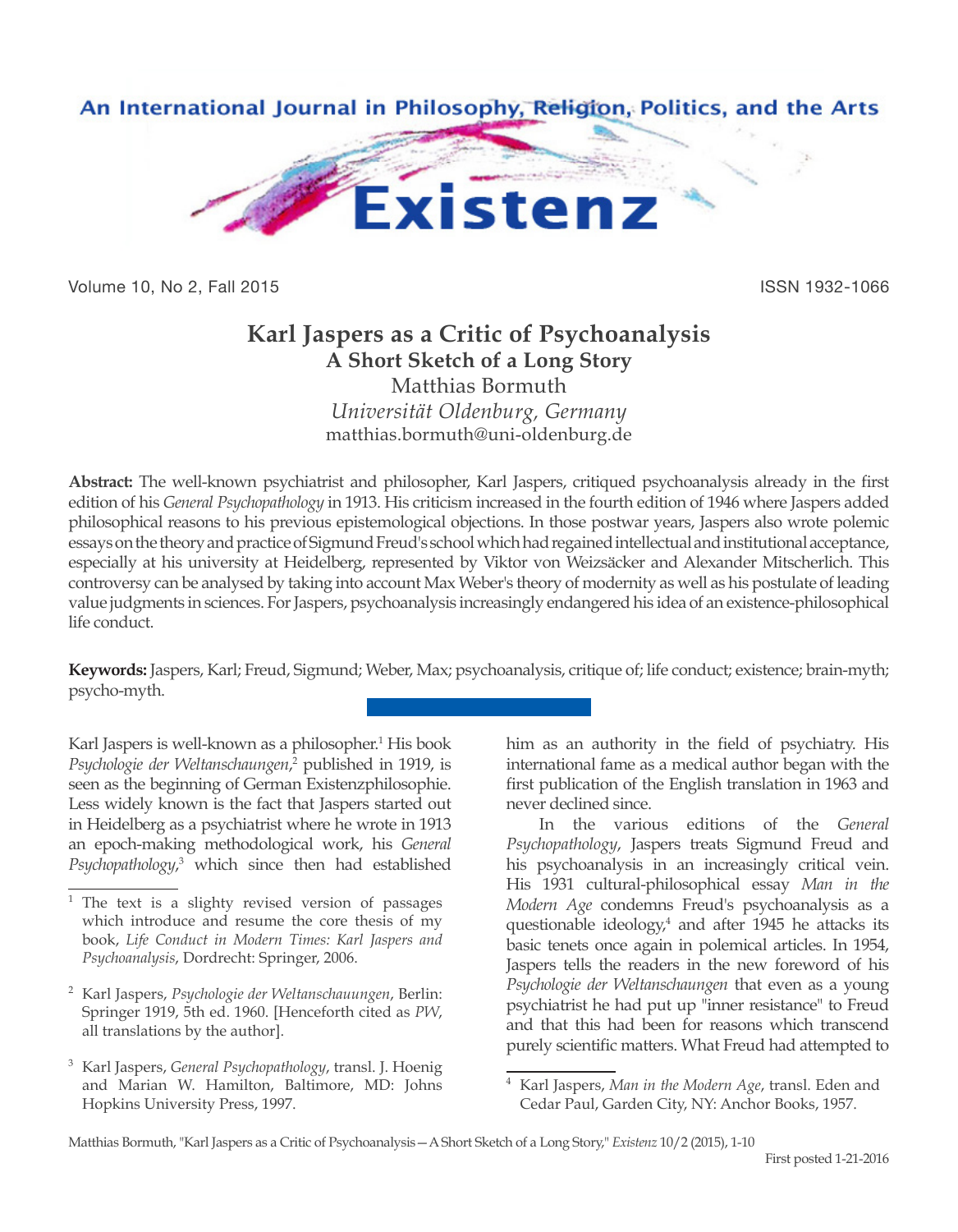# Karl Jaspers as a Critic of Psychoanalysis

## A Short Sketch of a Long Story

Matthias Bormuth

*Universität Oldenburg, Germany*

matthias.bormuth@uni-oldenburg.de

**Abstract:** The well-known psychiatrist and philosopher, Karl Jaspers, critiqued psychoanalysis already in the first edition of his *General Psychopathology* in 1913. His criticism increased in the fourth edition of 1946 where Jaspers added philosophical reasons to his previous epistemological objections. In those postwar years, Jaspers also wrote polemic essays on the theory and practice of Sigmund Freud's school which had regained intellectual and institutional acceptance, especially at his university at Heidelberg, represented by Viktor von Weizsäcker and Alexander Mitscherlich. This controversy can be analysed by taking into account Max Weber's theory of modernity as well as his postulate of leading value judgments in sciences. For Jaspers, psychoanalysis increasingly endangered his idea of an existence-philosophical life conduct.

**Keywords:** Jaspers, Karl; Freud, Sigmund; Weber, Max; psychoanalysis, critique of; life conduct; existence; brain-myth; psycho-myth.

Karl Jaspers is well-known as a philosopher.[1] His book *Psychologie der Weltanschauungen*,[2] published in 1919, is seen as the beginning of German Existenzphilosophie. Less widely known is the fact that Jaspers started out in Heidelberg as a psychiatrist where he wrote in 1913 an epoch-making methodological work, his *General Psychopathology*,[3] which since then had established him as an authority in the field of psychiatry. His international fame as a medical author began with the first publication of the English translation in 1963 and never declined since.

In the various editions of the *General Psychopathology*, Jaspers treats Sigmund Freud and his psychoanalysis in an increasingly critical vein. His 1931 cultural-philosophical essay *Man in the Modern Age* condemns Freud's psychoanalysis as a questionable ideology,[4] and after 1945 he attacks its basic tenets once again in polemical articles. In 1954, Jaspers tells the readers in the new foreword of his *Psychologie der Weltanschaungen* that even as a young psychiatrist he had put up "inner resistance" to Freud and that this had been for reasons which transcend purely scientific matters. What Freud had attempted to

---

[1] The text is a slighty revised version of passages which introduce and resume the core thesis of my book, *Life Conduct in Modern Times: Karl Jaspers and Psychoanalysis*, Dordrecht: Springer, 2006.

[2] Karl Jaspers, *Psychologie der Weltanschauungen*, Berlin: Springer 1919, 5th ed. 1960. [Henceforth cited as *PW*, all translations by the author].

[3] Karl Jaspers, *General Psychopathology*, transl. J. Hoenig and Marian W. Hamilton, Baltimore, MD: Johns Hopkins University Press, 1997.

[4] Karl Jaspers, *Man in the Modern Age*, transl. Eden and Cedar Paul, Garden City, NY: Anchor Books, 1957.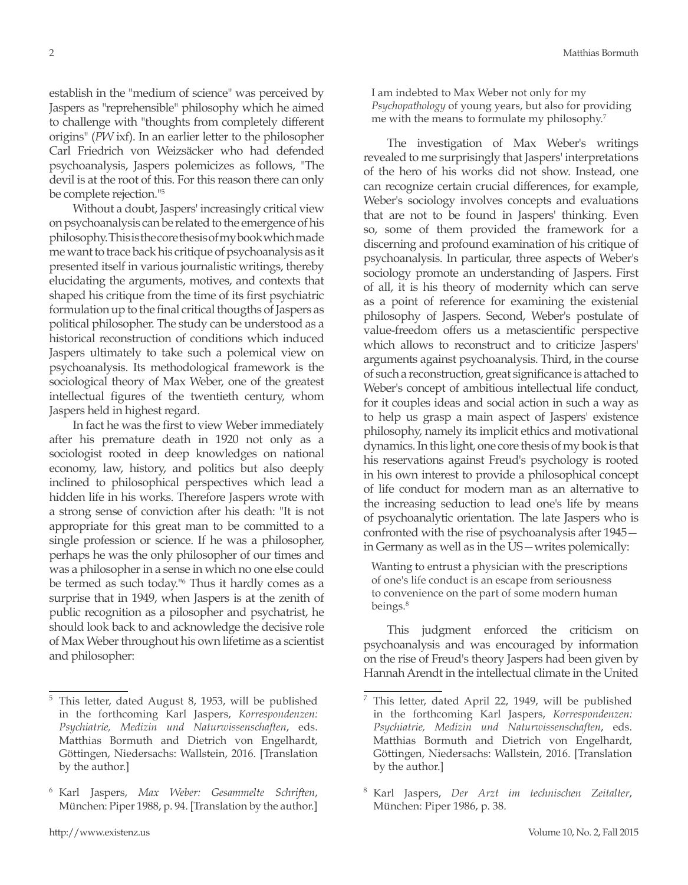establish in the "medium of science" was perceived by Jaspers as "reprehensible" philosophy which he aimed to challenge with "thoughts from completely different origins" (*PW* ixf). In an earlier letter to the philosopher Carl Friedrich von Weizsäcker who had defended psychoanalysis, Jaspers polemicizes as follows, "The devil is at the root of this. For this reason there can only be complete rejection."[5]

Without a doubt, Jaspers' increasingly critical view on psychoanalysis can be related to the emergence of his philosophy. This is the core thesis of my book which made me want to trace back his critique of psychoanalysis as it presented itself in various journalistic writings, thereby elucidating the arguments, motives, and contexts that shaped his critique from the time of its first psychiatric formulation up to the final critical thougths of Jaspers as political philosopher. The study can be understood as a historical reconstruction of conditions which induced Jaspers ultimately to take such a polemical view on psychoanalysis. Its methodological framework is the sociological theory of Max Weber, one of the greatest intellectual figures of the twentieth century, whom Jaspers held in highest regard.

In fact he was the first to view Weber immediately after his premature death in 1920 not only as a sociologist rooted in deep knowledges on national economy, law, history, and politics but also deeply inclined to philosophical perspectives which lead a hidden life in his works. Therefore Jaspers wrote with a strong sense of conviction after his death: "It is not appropriate for this great man to be committed to a single profession or science. If he was a philosopher, perhaps he was the only philosopher of our times and was a philosopher in a sense in which no one else could be termed as such today."[6] Thus it hardly comes as a surprise that in 1949, when Jaspers is at the zenith of public recognition as a pilosopher and psychatrist, he should look back to and acknowledge the decisive role of Max Weber throughout his own lifetime as a scientist and philosopher:

> I am indebted to Max Weber not only for my *Psychopathology* of young years, but also for providing me with the means to formulate my philosophy.[7]

The investigation of Max Weber's writings revealed to me surprisingly that Jaspers' interpretations of the hero of his works did not show. Instead, one can recognize certain crucial differences, for example, Weber's sociology involves concepts and evaluations that are not to be found in Jaspers' thinking. Even so, some of them provided the framework for a discerning and profound examination of his critique of psychoanalysis. In particular, three aspects of Weber's sociology promote an understanding of Jaspers. First of all, it is his theory of modernity which can serve as a point of reference for examining the existenial philosophy of Jaspers. Second, Weber's postulate of value-freedom offers us a metascientific perspective which allows to reconstruct and to criticize Jaspers' arguments against psychoanalysis. Third, in the course of such a reconstruction, great significance is attached to Weber's concept of ambitious intellectual life conduct, for it couples ideas and social action in such a way as to help us grasp a main aspect of Jaspers' existence philosophy, namely its implicit ethics and motivational dynamics. In this light, one core thesis of my book is that his reservations against Freud's psychology is rooted in his own interest to provide a philosophical concept of life conduct for modern man as an alternative to the increasing seduction to lead one's life by means of psychoanalytic orientation. The late Jaspers who is confronted with the rise of psychoanalysis after 1945—in Germany as well as in the US—writes polemically:

> Wanting to entrust a physician with the prescriptions of one's life conduct is an escape from seriousness to convenience on the part of some modern human beings.[8]

This judgment enforced the criticism on psychoanalysis and was encouraged by information on the rise of Freud's theory Jaspers had been given by Hannah Arendt in the intellectual climate in the United

---

[5] This letter, dated August 8, 1953, will be published in the forthcoming Karl Jaspers, *Korrespondenzen: Psychiatrie, Medizin und Naturwissenschaften*, eds. Matthias Bormuth and Dietrich von Engelhardt, Göttingen, Niedersachs: Wallstein, 2016. [Translation by the author.]

[6] Karl Jaspers, *Max Weber: Gesammelte Schriften*, München: Piper 1988, p. 94. [Translation by the author.]

[7] This letter, dated April 22, 1949, will be published in the forthcoming Karl Jaspers, *Korrespondenzen: Psychiatrie, Medizin und Naturwissenschaften*, eds. Matthias Bormuth and Dietrich von Engelhardt, Göttingen, Niedersachs: Wallstein, 2016. [Translation by the author.]

[8] Karl Jaspers, *Der Arzt im technischen Zeitalter*, München: Piper 1986, p. 38.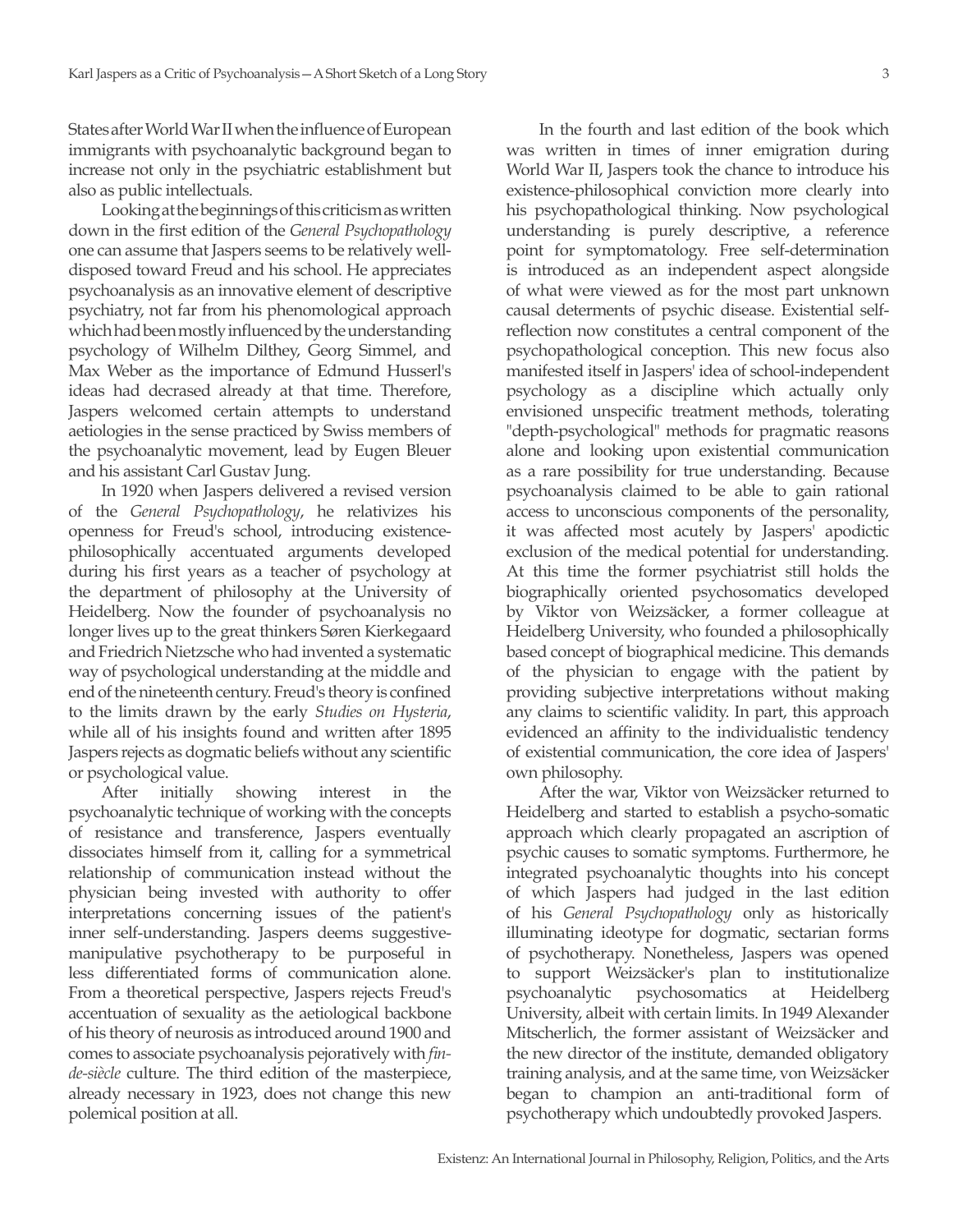States after World War II when the influence of European immigrants with psychoanalytic background began to increase not only in the psychiatric establishment but also as public intellectuals.

Looking at the beginnings of this criticism as written down in the first edition of the *General Psychopathology* one can assume that Jaspers seems to be relatively well-disposed toward Freud and his school. He appreciates psychoanalysis as an innovative element of descriptive psychiatry, not far from his phenomological approach which had been mostly influenced by the understanding psychology of Wilhelm Dilthey, Georg Simmel, and Max Weber as the importance of Edmund Husserl's ideas had decrased already at that time. Therefore, Jaspers welcomed certain attempts to understand aetiologies in the sense practiced by Swiss members of the psychoanalytic movement, lead by Eugen Bleuer and his assistant Carl Gustav Jung.

In 1920 when Jaspers delivered a revised version of the *General Psychopathology*, he relativizes his openness for Freud's school, introducing existence-philosophically accentuated arguments developed during his first years as a teacher of psychology at the department of philosophy at the University of Heidelberg. Now the founder of psychoanalysis no longer lives up to the great thinkers Søren Kierkegaard and Friedrich Nietzsche who had invented a systematic way of psychological understanding at the middle and end of the nineteenth century. Freud's theory is confined to the limits drawn by the early *Studies on Hysteria*, while all of his insights found and written after 1895 Jaspers rejects as dogmatic beliefs without any scientific or psychological value.

After initially showing interest in the psychoanalytic technique of working with the concepts of resistance and transference, Jaspers eventually dissociates himself from it, calling for a symmetrical relationship of communication instead without the physician being invested with authority to offer interpretations concerning issues of the patient's inner self-understanding. Jaspers deems suggestive-manipulative psychotherapy to be purposeful in less differentiated forms of communication alone. From a theoretical perspective, Jaspers rejects Freud's accentuation of sexuality as the aetiological backbone of his theory of neurosis as introduced around 1900 and comes to associate psychoanalysis pejoratively with *fin-de-siècle* culture. The third edition of the masterpiece, already necessary in 1923, does not change this new polemical position at all.

In the fourth and last edition of the book which was written in times of inner emigration during World War II, Jaspers took the chance to introduce his existence-philosophical conviction more clearly into his psychopathological thinking. Now psychological understanding is purely descriptive, a reference point for symptomatology. Free self-determination is introduced as an independent aspect alongside of what were viewed as for the most part unknown causal determents of psychic disease. Existential self-reflection now constitutes a central component of the psychopathological conception. This new focus also manifested itself in Jaspers' idea of school-independent psychology as a discipline which actually only envisioned unspecific treatment methods, tolerating "depth-psychological" methods for pragmatic reasons alone and looking upon existential communication as a rare possibility for true understanding. Because psychoanalysis claimed to be able to gain rational access to unconscious components of the personality, it was affected most acutely by Jaspers' apodictic exclusion of the medical potential for understanding. At this time the former psychiatrist still holds the biographically oriented psychosomatics developed by Viktor von Weizsäcker, a former colleague at Heidelberg University, who founded a philosophically based concept of biographical medicine. This demands of the physician to engage with the patient by providing subjective interpretations without making any claims to scientific validity. In part, this approach evidenced an affinity to the individualistic tendency of existential communication, the core idea of Jaspers' own philosophy.

After the war, Viktor von Weizsäcker returned to Heidelberg and started to establish a psycho-somatic approach which clearly propagated an ascription of psychic causes to somatic symptoms. Furthermore, he integrated psychoanalytic thoughts into his concept of which Jaspers had judged in the last edition of his *General Psychopathology* only as historically illuminating ideotype for dogmatic, sectarian forms of psychotherapy. Nonetheless, Jaspers was opened to support Weizsäcker's plan to institutionalize psychoanalytic psychosomatics at Heidelberg University, albeit with certain limits. In 1949 Alexander Mitscherlich, the former assistant of Weizsäcker and the new director of the institute, demanded obligatory training analysis, and at the same time, von Weizsäcker began to champion an anti-traditional form of psychotherapy which undoubtedly provoked Jaspers.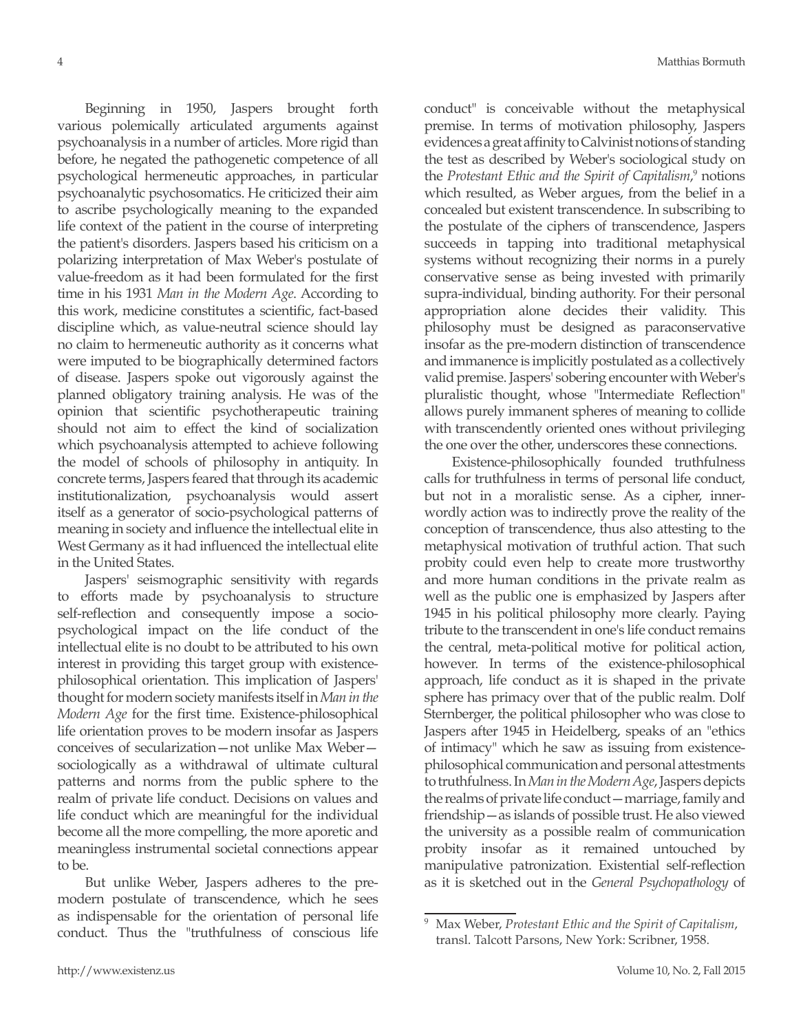Beginning in 1950, Jaspers brought forth various polemically articulated arguments against psychoanalysis in a number of articles. More rigid than before, he negated the pathogenetic competence of all psychological hermeneutic approaches, in particular psychoanalytic psychosomatics. He criticized their aim to ascribe psychologically meaning to the expanded life context of the patient in the course of interpreting the patient's disorders. Jaspers based his criticism on a polarizing interpretation of Max Weber's postulate of value-freedom as it had been formulated for the first time in his 1931 *Man in the Modern Age*. According to this work, medicine constitutes a scientific, fact-based discipline which, as value-neutral science should lay no claim to hermeneutic authority as it concerns what were imputed to be biographically determined factors of disease. Jaspers spoke out vigorously against the planned obligatory training analysis. He was of the opinion that scientific psychotherapeutic training should not aim to effect the kind of socialization which psychoanalysis attempted to achieve following the model of schools of philosophy in antiquity. In concrete terms, Jaspers feared that through its academic institutionalization, psychoanalysis would assert itself as a generator of socio-psychological patterns of meaning in society and influence the intellectual elite in West Germany as it had influenced the intellectual elite in the United States.

Jaspers' seismographic sensitivity with regards to efforts made by psychoanalysis to structure self-reflection and consequently impose a socio-psychological impact on the life conduct of the intellectual elite is no doubt to be attributed to his own interest in providing this target group with existence-philosophical orientation. This implication of Jaspers' thought for modern society manifests itself in *Man in the Modern Age* for the first time. Existence-philosophical life orientation proves to be modern insofar as Jaspers conceives of secularization—not unlike Max Weber—sociologically as a withdrawal of ultimate cultural patterns and norms from the public sphere to the realm of private life conduct. Decisions on values and life conduct which are meaningful for the individual become all the more compelling, the more aporetic and meaningless instrumental societal connections appear to be.

But unlike Weber, Jaspers adheres to the pre-modern postulate of transcendence, which he sees as indispensable for the orientation of personal life conduct. Thus the "truthfulness of conscious life conduct" is conceivable without the metaphysical premise. In terms of motivation philosophy, Jaspers evidences a great affinity to Calvinist notions of standing the test as described by Weber's sociological study on the *Protestant Ethic and the Spirit of Capitalism*,[9] notions which resulted, as Weber argues, from the belief in a concealed but existent transcendence. In subscribing to the postulate of the ciphers of transcendence, Jaspers succeeds in tapping into traditional metaphysical systems without recognizing their norms in a purely conservative sense as being invested with primarily supra-individual, binding authority. For their personal appropriation alone decides their validity. This philosophy must be designed as paraconservative insofar as the pre-modern distinction of transcendence and immanence is implicitly postulated as a collectively valid premise. Jaspers' sobering encounter with Weber's pluralistic thought, whose "Intermediate Reflection" allows purely immanent spheres of meaning to collide with transcendently oriented ones without privileging the one over the other, underscores these connections.

Existence-philosophically founded truthfulness calls for truthfulness in terms of personal life conduct, but not in a moralistic sense. As a cipher, inner-wordly action was to indirectly prove the reality of the conception of transcendence, thus also attesting to the metaphysical motivation of truthful action. That such probity could even help to create more trustworthy and more human conditions in the private realm as well as the public one is emphasized by Jaspers after 1945 in his political philosophy more clearly. Paying tribute to the transcendent in one's life conduct remains the central, meta-political motive for political action, however. In terms of the existence-philosophical approach, life conduct as it is shaped in the private sphere has primacy over that of the public realm. Dolf Sternberger, the political philosopher who was close to Jaspers after 1945 in Heidelberg, speaks of an "ethics of intimacy" which he saw as issuing from existence-philosophical communication and personal attestments to truthfulness. In *Man in the Modern Age*, Jaspers depicts the realms of private life conduct—marriage, family and friendship—as islands of possible trust. He also viewed the university as a possible realm of communication probity insofar as it remained untouched by manipulative patronization. Existential self-reflection as it is sketched out in the *General Psychopathology* of

---

[9] Max Weber, *Protestant Ethic and the Spirit of Capitalism*, transl. Talcott Parsons, New York: Scribner, 1958.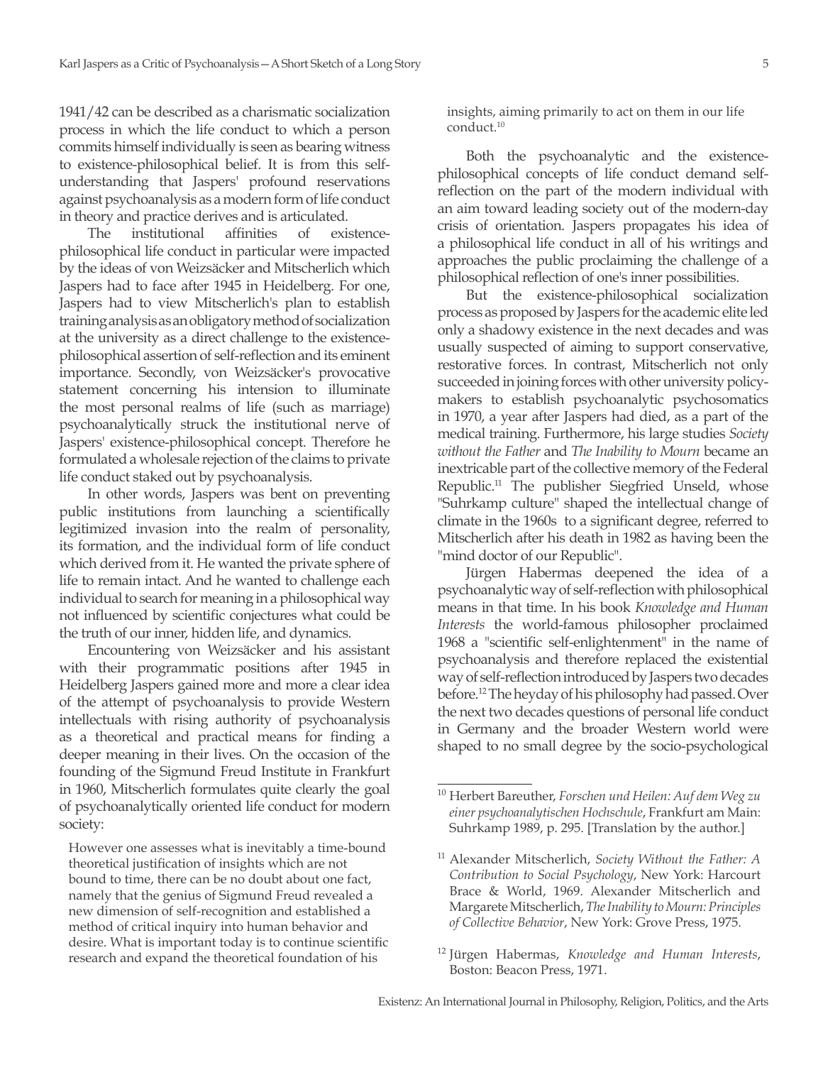1941/42 can be described as a charismatic socialization process in which the life conduct to which a person commits himself individually is seen as bearing witness to existence-philosophical belief. It is from this self-understanding that Jaspers' profound reservations against psychoanalysis as a modern form of life conduct in theory and practice derives and is articulated.

The institutional affinities of existence-philosophical life conduct in particular were impacted by the ideas of von Weizsäcker and Mitscherlich which Jaspers had to face after 1945 in Heidelberg. For one, Jaspers had to view Mitscherlich's plan to establish training analysis as an obligatory method of socialization at the university as a direct challenge to the existence-philosophical assertion of self-reflection and its eminent importance. Secondly, von Weizsäcker's provocative statement concerning his intension to illuminate the most personal realms of life (such as marriage) psychoanalytically struck the institutional nerve of Jaspers' existence-philosophical concept. Therefore he formulated a wholesale rejection of the claims to private life conduct staked out by psychoanalysis.

In other words, Jaspers was bent on preventing public institutions from launching a scientifically legitimized invasion into the realm of personality, its formation, and the individual form of life conduct which derived from it. He wanted the private sphere of life to remain intact. And he wanted to challenge each individual to search for meaning in a philosophical way not influenced by scientific conjectures what could be the truth of our inner, hidden life, and dynamics.

Encountering von Weizsäcker and his assistant with their programmatic positions after 1945 in Heidelberg Jaspers gained more and more a clear idea of the attempt of psychoanalysis to provide Western intellectuals with rising authority of psychoanalysis as a theoretical and practical means for finding a deeper meaning in their lives. On the occasion of the founding of the Sigmund Freud Institute in Frankfurt in 1960, Mitscherlich formulates quite clearly the goal of psychoanalytically oriented life conduct for modern society:

> However one assesses what is inevitably a time-bound theoretical justification of insights which are not bound to time, there can be no doubt about one fact, namely that the genius of Sigmund Freud revealed a new dimension of self-recognition and established a method of critical inquiry into human behavior and desire. What is important today is to continue scientific research and expand the theoretical foundation of his insights, aiming primarily to act on them in our life conduct.[10]

Both the psychoanalytic and the existence-philosophical concepts of life conduct demand self-reflection on the part of the modern individual with an aim toward leading society out of the modern-day crisis of orientation. Jaspers propagates his idea of a philosophical life conduct in all of his writings and approaches the public proclaiming the challenge of a philosophical reflection of one's inner possibilities.

But the existence-philosophical socialization process as proposed by Jaspers for the academic elite led only a shadowy existence in the next decades and was usually suspected of aiming to support conservative, restorative forces. In contrast, Mitscherlich not only succeeded in joining forces with other university policy-makers to establish psychoanalytic psychosomatics in 1970, a year after Jaspers had died, as a part of the medical training. Furthermore, his large studies *Society without the Father* and *The Inability to Mourn* became an inextricable part of the collective memory of the Federal Republic.[11] The publisher Siegfried Unseld, whose "Suhrkamp culture" shaped the intellectual change of climate in the 1960s to a significant degree, referred to Mitscherlich after his death in 1982 as having been the "mind doctor of our Republic".

Jürgen Habermas deepened the idea of a psychoanalytic way of self-reflection with philosophical means in that time. In his book *Knowledge and Human Interests* the world-famous philosopher proclaimed 1968 a "scientific self-enlightenment" in the name of psychoanalysis and therefore replaced the existential way of self-reflection introduced by Jaspers two decades before.[12] The heyday of his philosophy had passed. Over the next two decades questions of personal life conduct in Germany and the broader Western world were shaped to no small degree by the socio-psychological

---

[10] Herbert Bareuther, *Forschen und Heilen: Auf dem Weg zu einer psychoanalytischen Hochschule*, Frankfurt am Main: Suhrkamp 1989, p. 295. [Translation by the author.]

[11] Alexander Mitscherlich, *Society Without the Father: A Contribution to Social Psychology*, New York: Harcourt Brace & World, 1969. Alexander Mitscherlich and Margarete Mitscherlich, *The Inability to Mourn: Principles of Collective Behavior*, New York: Grove Press, 1975.

[12] Jürgen Habermas, *Knowledge and Human Interests*, Boston: Beacon Press, 1971.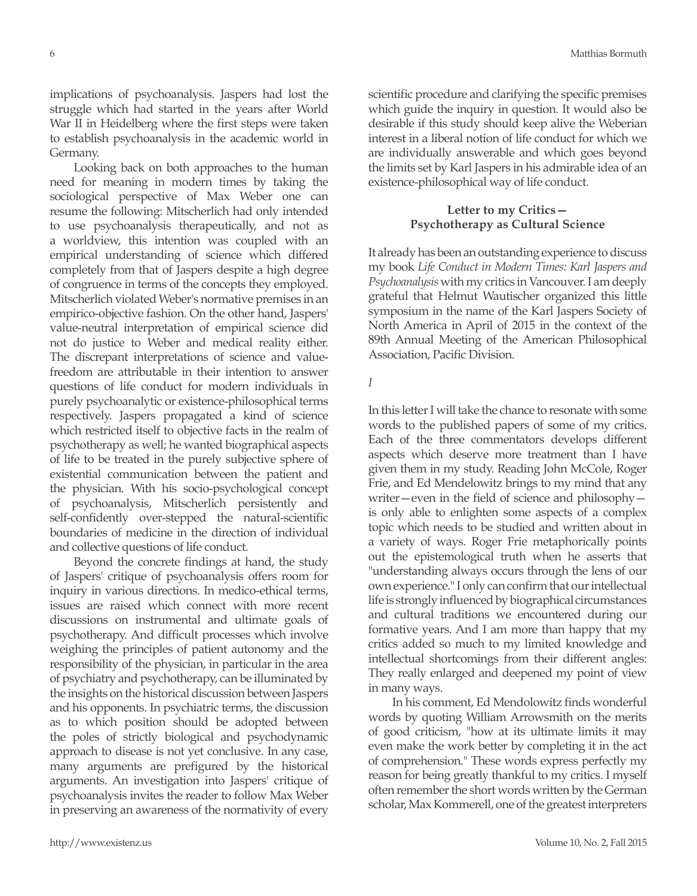implications of psychoanalysis. Jaspers had lost the struggle which had started in the years after World War II in Heidelberg where the first steps were taken to establish psychoanalysis in the academic world in Germany.

Looking back on both approaches to the human need for meaning in modern times by taking the sociological perspective of Max Weber one can resume the following: Mitscherlich had only intended to use psychoanalysis therapeutically, and not as a worldview, this intention was coupled with an empirical understanding of science which differed completely from that of Jaspers despite a high degree of congruence in terms of the concepts they employed. Mitscherlich violated Weber's normative premises in an empirico-objective fashion. On the other hand, Jaspers' value-neutral interpretation of empirical science did not do justice to Weber and medical reality either. The discrepant interpretations of science and value-freedom are attributable in their intention to answer questions of life conduct for modern individuals in purely psychoanalytic or existence-philosophical terms respectively. Jaspers propagated a kind of science which restricted itself to objective facts in the realm of psychotherapy as well; he wanted biographical aspects of life to be treated in the purely subjective sphere of existential communication between the patient and the physician. With his socio-psychological concept of psychoanalysis, Mitscherlich persistently and self-confidently over-stepped the natural-scientific boundaries of medicine in the direction of individual and collective questions of life conduct.

Beyond the concrete findings at hand, the study of Jaspers' critique of psychoanalysis offers room for inquiry in various directions. In medico-ethical terms, issues are raised which connect with more recent discussions on instrumental and ultimate goals of psychotherapy. And difficult processes which involve weighing the principles of patient autonomy and the responsibility of the physician, in particular in the area of psychiatry and psychotherapy, can be illuminated by the insights on the historical discussion between Jaspers and his opponents. In psychiatric terms, the discussion as to which position should be adopted between the poles of strictly biological and psychodynamic approach to disease is not yet conclusive. In any case, many arguments are prefigured by the historical arguments. An investigation into Jaspers' critique of psychoanalysis invites the reader to follow Max Weber in preserving an awareness of the normativity of every scientific procedure and clarifying the specific premises which guide the inquiry in question. It would also be desirable if this study should keep alive the Weberian interest in a liberal notion of life conduct for which we are individually answerable and which goes beyond the limits set by Karl Jaspers in his admirable idea of an existence-philosophical way of life conduct.

## Letter to my Critics— Psychotherapy as Cultural Science

It already has been an outstanding experience to discuss my book *Life Conduct in Modern Times: Karl Jaspers and Psychoanalysis* with my critics in Vancouver. I am deeply grateful that Helmut Wautischer organized this little symposium in the name of the Karl Jaspers Society of North America in April of 2015 in the context of the 89th Annual Meeting of the American Philosophical Association, Pacific Division.

*I*

In this letter I will take the chance to resonate with some words to the published papers of some of my critics. Each of the three commentators develops different aspects which deserve more treatment than I have given them in my study. Reading John McCole, Roger Frie, and Ed Mendelowitz brings to my mind that any writer—even in the field of science and philosophy—is only able to enlighten some aspects of a complex topic which needs to be studied and written about in a variety of ways. Roger Frie metaphorically points out the epistemological truth when he asserts that "understanding always occurs through the lens of our own experience." I only can confirm that our intellectual life is strongly influenced by biographical circumstances and cultural traditions we encountered during our formative years. And I am more than happy that my critics added so much to my limited knowledge and intellectual shortcomings from their different angles: They really enlarged and deepened my point of view in many ways.

In his comment, Ed Mendolowitz finds wonderful words by quoting William Arrowsmith on the merits of good criticism, "how at its ultimate limits it may even make the work better by completing it in the act of comprehension." These words express perfectly my reason for being greatly thankful to my critics. I myself often remember the short words written by the German scholar, Max Kommerell, one of the greatest interpreters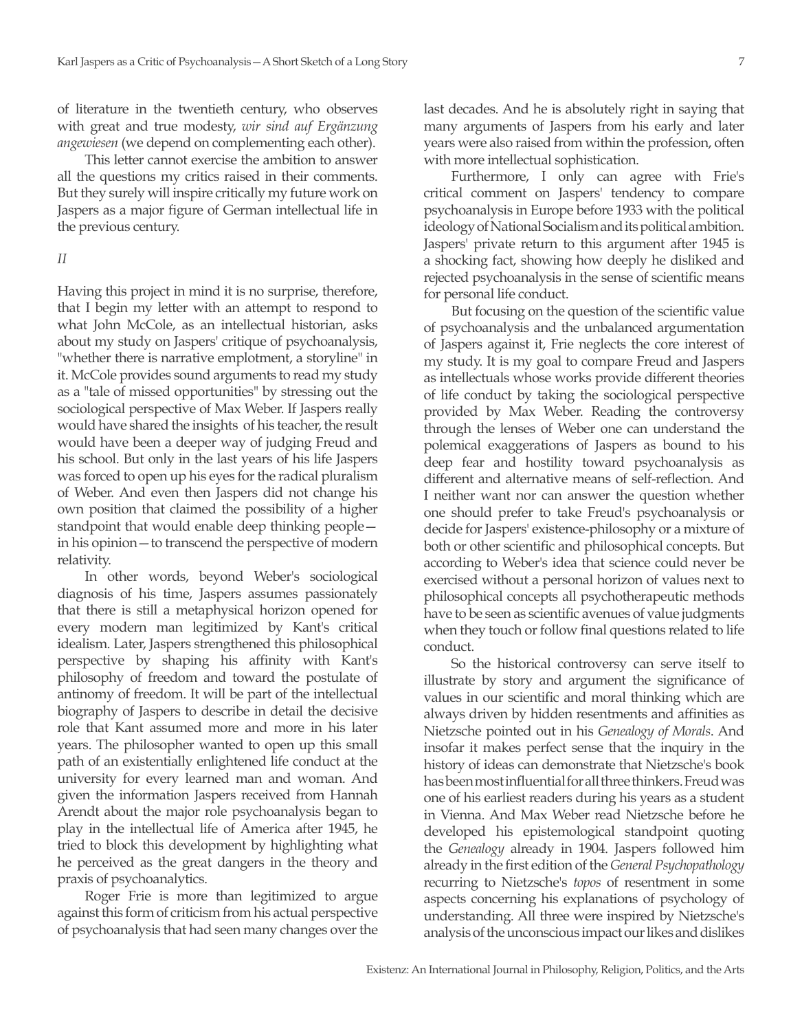of literature in the twentieth century, who observes with great and true modesty, *wir sind auf Ergänzung angewiesen* (we depend on complementing each other).

This letter cannot exercise the ambition to answer all the questions my critics raised in their comments. But they surely will inspire critically my future work on Jaspers as a major figure of German intellectual life in the previous century.

*II*

Having this project in mind it is no surprise, therefore, that I begin my letter with an attempt to respond to what John McCole, as an intellectual historian, asks about my study on Jaspers' critique of psychoanalysis, "whether there is narrative emplotment, a storyline" in it. McCole provides sound arguments to read my study as a "tale of missed opportunities" by stressing out the sociological perspective of Max Weber. If Jaspers really would have shared the insights of his teacher, the result would have been a deeper way of judging Freud and his school. But only in the last years of his life Jaspers was forced to open up his eyes for the radical pluralism of Weber. And even then Jaspers did not change his own position that claimed the possibility of a higher standpoint that would enable deep thinking people—in his opinion—to transcend the perspective of modern relativity.

In other words, beyond Weber's sociological diagnosis of his time, Jaspers assumes passionately that there is still a metaphysical horizon opened for every modern man legitimized by Kant's critical idealism. Later, Jaspers strengthened this philosophical perspective by shaping his affinity with Kant's philosophy of freedom and toward the postulate of antinomy of freedom. It will be part of the intellectual biography of Jaspers to describe in detail the decisive role that Kant assumed more and more in his later years. The philosopher wanted to open up this small path of an existentially enlightened life conduct at the university for every learned man and woman. And given the information Jaspers received from Hannah Arendt about the major role psychoanalysis began to play in the intellectual life of America after 1945, he tried to block this development by highlighting what he perceived as the great dangers in the theory and praxis of psychoanalytics.

Roger Frie is more than legitimized to argue against this form of criticism from his actual perspective of psychoanalysis that had seen many changes over the last decades. And he is absolutely right in saying that many arguments of Jaspers from his early and later years were also raised from within the profession, often with more intellectual sophistication.

Furthermore, I only can agree with Frie's critical comment on Jaspers' tendency to compare psychoanalysis in Europe before 1933 with the political ideology of National Socialism and its political ambition. Jaspers' private return to this argument after 1945 is a shocking fact, showing how deeply he disliked and rejected psychoanalysis in the sense of scientific means for personal life conduct.

But focusing on the question of the scientific value of psychoanalysis and the unbalanced argumentation of Jaspers against it, Frie neglects the core interest of my study. It is my goal to compare Freud and Jaspers as intellectuals whose works provide different theories of life conduct by taking the sociological perspective provided by Max Weber. Reading the controversy through the lenses of Weber one can understand the polemical exaggerations of Jaspers as bound to his deep fear and hostility toward psychoanalysis as different and alternative means of self-reflection. And I neither want nor can answer the question whether one should prefer to take Freud's psychoanalysis or decide for Jaspers' existence-philosophy or a mixture of both or other scientific and philosophical concepts. But according to Weber's idea that science could never be exercised without a personal horizon of values next to philosophical concepts all psychotherapeutic methods have to be seen as scientific avenues of value judgments when they touch or follow final questions related to life conduct.

So the historical controversy can serve itself to illustrate by story and argument the significance of values in our scientific and moral thinking which are always driven by hidden resentments and affinities as Nietzsche pointed out in his *Genealogy of Morals*. And insofar it makes perfect sense that the inquiry in the history of ideas can demonstrate that Nietzsche's book has been most influential for all three thinkers. Freud was one of his earliest readers during his years as a student in Vienna. And Max Weber read Nietzsche before he developed his epistemological standpoint quoting the *Genealogy* already in 1904. Jaspers followed him already in the first edition of the *General Psychopathology* recurring to Nietzsche's *topos* of resentment in some aspects concerning his explanations of psychology of understanding. All three were inspired by Nietzsche's analysis of the unconscious impact our likes and dislikes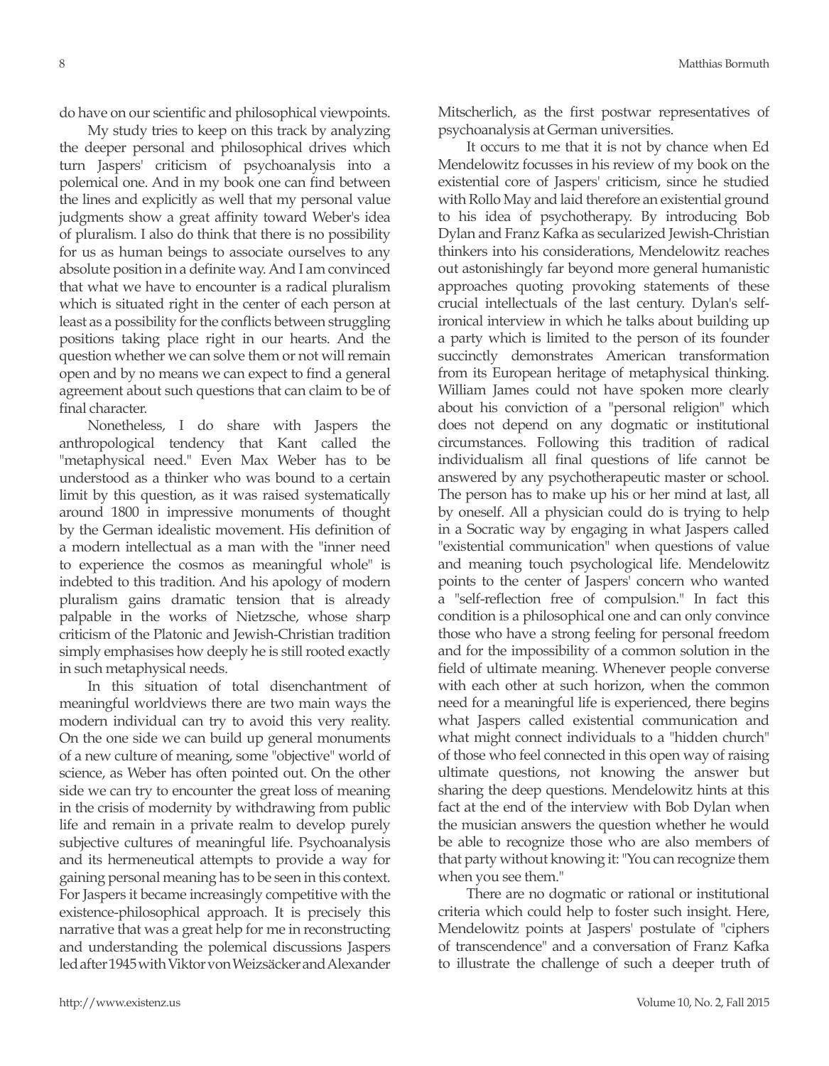do have on our scientific and philosophical viewpoints.

My study tries to keep on this track by analyzing the deeper personal and philosophical drives which turn Jaspers' criticism of psychoanalysis into a polemical one. And in my book one can find between the lines and explicitly as well that my personal value judgments show a great affinity toward Weber's idea of pluralism. I also do think that there is no possibility for us as human beings to associate ourselves to any absolute position in a definite way. And I am convinced that what we have to encounter is a radical pluralism which is situated right in the center of each person at least as a possibility for the conflicts between struggling positions taking place right in our hearts. And the question whether we can solve them or not will remain open and by no means we can expect to find a general agreement about such questions that can claim to be of final character.

Nonetheless, I do share with Jaspers the anthropological tendency that Kant called the "metaphysical need." Even Max Weber has to be understood as a thinker who was bound to a certain limit by this question, as it was raised systematically around 1800 in impressive monuments of thought by the German idealistic movement. His definition of a modern intellectual as a man with the "inner need to experience the cosmos as meaningful whole" is indebted to this tradition. And his apology of modern pluralism gains dramatic tension that is already palpable in the works of Nietzsche, whose sharp criticism of the Platonic and Jewish-Christian tradition simply emphasises how deeply he is still rooted exactly in such metaphysical needs.

In this situation of total disenchantment of meaningful worldviews there are two main ways the modern individual can try to avoid this very reality. On the one side we can build up general monuments of a new culture of meaning, some "objective" world of science, as Weber has often pointed out. On the other side we can try to encounter the great loss of meaning in the crisis of modernity by withdrawing from public life and remain in a private realm to develop purely subjective cultures of meaningful life. Psychoanalysis and its hermeneutical attempts to provide a way for gaining personal meaning has to be seen in this context. For Jaspers it became increasingly competitive with the existence-philosophical approach. It is precisely this narrative that was a great help for me in reconstructing and understanding the polemical discussions Jaspers led after 1945 with Viktor von Weizsäcker and Alexander Mitscherlich, as the first postwar representatives of psychoanalysis at German universities.

It occurs to me that it is not by chance when Ed Mendelowitz focusses in his review of my book on the existential core of Jaspers' criticism, since he studied with Rollo May and laid therefore an existential ground to his idea of psychotherapy. By introducing Bob Dylan and Franz Kafka as secularized Jewish-Christian thinkers into his considerations, Mendelowitz reaches out astonishingly far beyond more general humanistic approaches quoting provoking statements of these crucial intellectuals of the last century. Dylan's self-ironical interview in which he talks about building up a party which is limited to the person of its founder succinctly demonstrates American transformation from its European heritage of metaphysical thinking. William James could not have spoken more clearly about his conviction of a "personal religion" which does not depend on any dogmatic or institutional circumstances. Following this tradition of radical individualism all final questions of life cannot be answered by any psychotherapeutic master or school. The person has to make up his or her mind at last, all by oneself. All a physician could do is trying to help in a Socratic way by engaging in what Jaspers called "existential communication" when questions of value and meaning touch psychological life. Mendelowitz points to the center of Jaspers' concern who wanted a "self-reflection free of compulsion." In fact this condition is a philosophical one and can only convince those who have a strong feeling for personal freedom and for the impossibility of a common solution in the field of ultimate meaning. Whenever people converse with each other at such horizon, when the common need for a meaningful life is experienced, there begins what Jaspers called existential communication and what might connect individuals to a "hidden church" of those who feel connected in this open way of raising ultimate questions, not knowing the answer but sharing the deep questions. Mendelowitz hints at this fact at the end of the interview with Bob Dylan when the musician answers the question whether he would be able to recognize those who are also members of that party without knowing it: "You can recognize them when you see them."

There are no dogmatic or rational or institutional criteria which could help to foster such insight. Here, Mendelowitz points at Jaspers' postulate of "ciphers of transcendence" and a conversation of Franz Kafka to illustrate the challenge of such a deeper truth of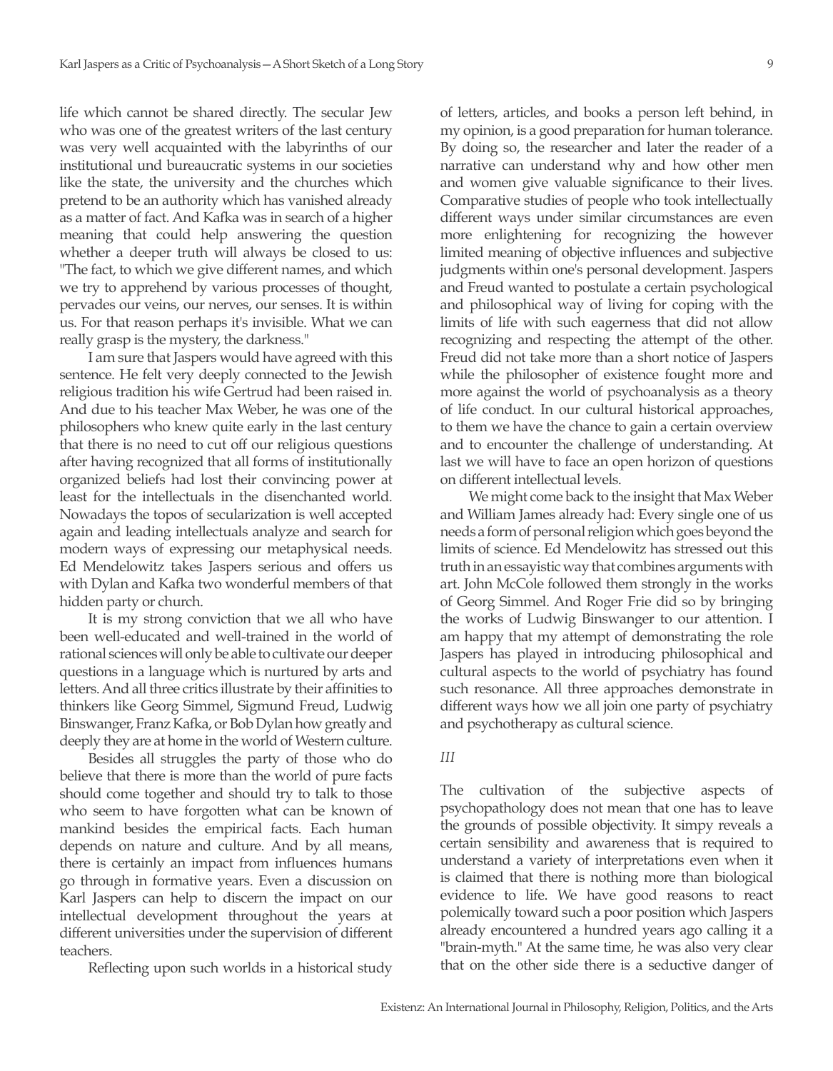life which cannot be shared directly. The secular Jew who was one of the greatest writers of the last century was very well acquainted with the labyrinths of our institutional und bureaucratic systems in our societies like the state, the university and the churches which pretend to be an authority which has vanished already as a matter of fact. And Kafka was in search of a higher meaning that could help answering the question whether a deeper truth will always be closed to us: "The fact, to which we give different names, and which we try to apprehend by various processes of thought, pervades our veins, our nerves, our senses. It is within us. For that reason perhaps it's invisible. What we can really grasp is the mystery, the darkness."

I am sure that Jaspers would have agreed with this sentence. He felt very deeply connected to the Jewish religious tradition his wife Gertrud had been raised in. And due to his teacher Max Weber, he was one of the philosophers who knew quite early in the last century that there is no need to cut off our religious questions after having recognized that all forms of institutionally organized beliefs had lost their convincing power at least for the intellectuals in the disenchanted world. Nowadays the topos of secularization is well accepted again and leading intellectuals analyze and search for modern ways of expressing our metaphysical needs. Ed Mendelowitz takes Jaspers serious and offers us with Dylan and Kafka two wonderful members of that hidden party or church.

It is my strong conviction that we all who have been well-educated and well-trained in the world of rational sciences will only be able to cultivate our deeper questions in a language which is nurtured by arts and letters. And all three critics illustrate by their affinities to thinkers like Georg Simmel, Sigmund Freud, Ludwig Binswanger, Franz Kafka, or Bob Dylan how greatly and deeply they are at home in the world of Western culture.

Besides all struggles the party of those who do believe that there is more than the world of pure facts should come together and should try to talk to those who seem to have forgotten what can be known of mankind besides the empirical facts. Each human depends on nature and culture. And by all means, there is certainly an impact from influences humans go through in formative years. Even a discussion on Karl Jaspers can help to discern the impact on our intellectual development throughout the years at different universities under the supervision of different teachers.

Reflecting upon such worlds in a historical study of letters, articles, and books a person left behind, in my opinion, is a good preparation for human tolerance. By doing so, the researcher and later the reader of a narrative can understand why and how other men and women give valuable significance to their lives. Comparative studies of people who took intellectually different ways under similar circumstances are even more enlightening for recognizing the however limited meaning of objective influences and subjective judgments within one's personal development. Jaspers and Freud wanted to postulate a certain psychological and philosophical way of living for coping with the limits of life with such eagerness that did not allow recognizing and respecting the attempt of the other. Freud did not take more than a short notice of Jaspers while the philosopher of existence fought more and more against the world of psychoanalysis as a theory of life conduct. In our cultural historical approaches, to them we have the chance to gain a certain overview and to encounter the challenge of understanding. At last we will have to face an open horizon of questions on different intellectual levels.

We might come back to the insight that Max Weber and William James already had: Every single one of us needs a form of personal religion which goes beyond the limits of science. Ed Mendelowitz has stressed out this truth in an essayistic way that combines arguments with art. John McCole followed them strongly in the works of Georg Simmel. And Roger Frie did so by bringing the works of Ludwig Binswanger to our attention. I am happy that my attempt of demonstrating the role Jaspers has played in introducing philosophical and cultural aspects to the world of psychiatry has found such resonance. All three approaches demonstrate in different ways how we all join one party of psychiatry and psychotherapy as cultural science.

*III*

The cultivation of the subjective aspects of psychopathology does not mean that one has to leave the grounds of possible objectivity. It simpy reveals a certain sensibility and awareness that is required to understand a variety of interpretations even when it is claimed that there is nothing more than biological evidence to life. We have good reasons to react polemically toward such a poor position which Jaspers already encountered a hundred years ago calling it a "brain-myth." At the same time, he was also very clear that on the other side there is a seductive danger of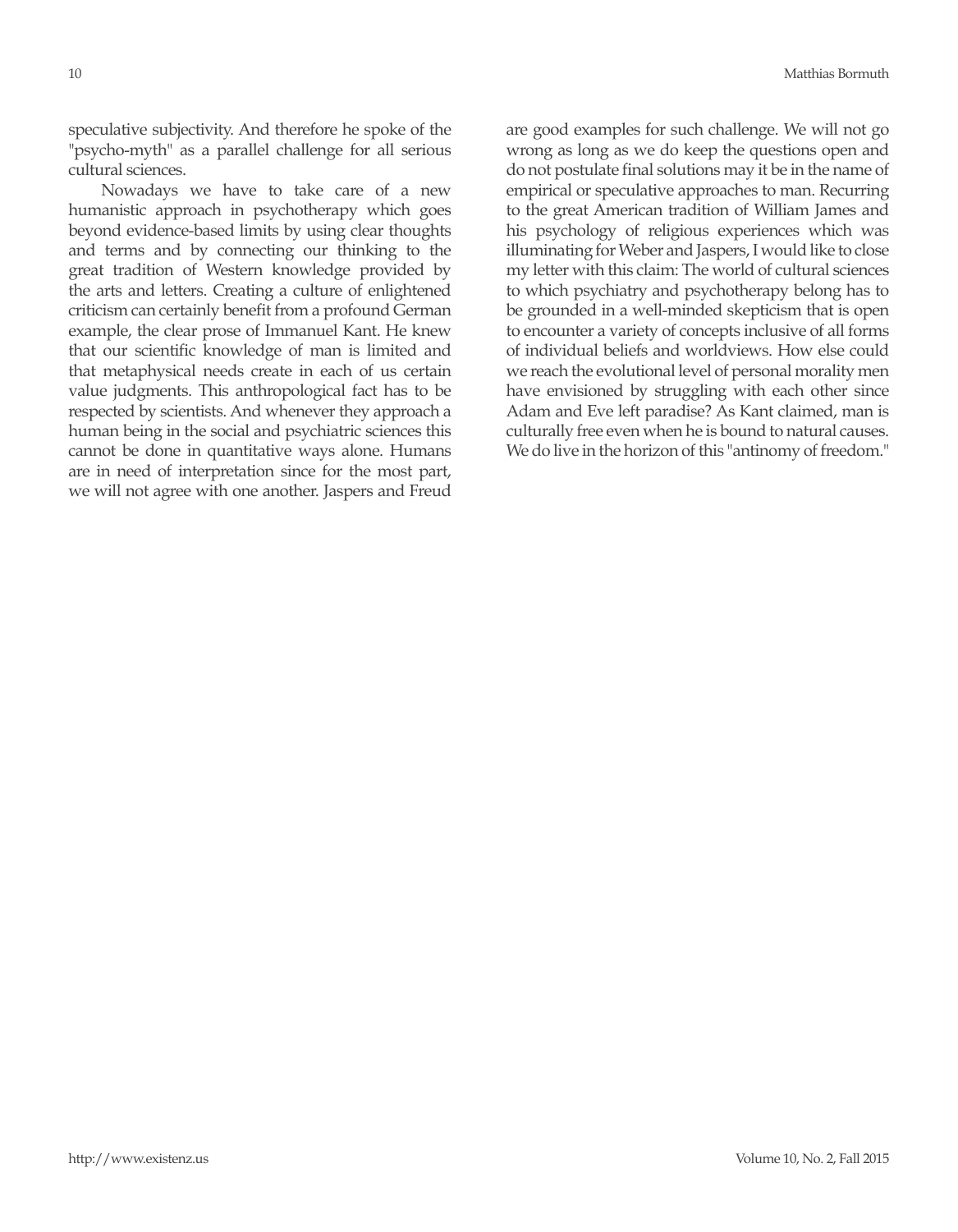speculative subjectivity. And therefore he spoke of the "psycho-myth" as a parallel challenge for all serious cultural sciences.

Nowadays we have to take care of a new humanistic approach in psychotherapy which goes beyond evidence-based limits by using clear thoughts and terms and by connecting our thinking to the great tradition of Western knowledge provided by the arts and letters. Creating a culture of enlightened criticism can certainly benefit from a profound German example, the clear prose of Immanuel Kant. He knew that our scientific knowledge of man is limited and that metaphysical needs create in each of us certain value judgments. This anthropological fact has to be respected by scientists. And whenever they approach a human being in the social and psychiatric sciences this cannot be done in quantitative ways alone. Humans are in need of interpretation since for the most part, we will not agree with one another. Jaspers and Freud are good examples for such challenge. We will not go wrong as long as we do keep the questions open and do not postulate final solutions may it be in the name of empirical or speculative approaches to man. Recurring to the great American tradition of William James and his psychology of religious experiences which was illuminating for Weber and Jaspers, I would like to close my letter with this claim: The world of cultural sciences to which psychiatry and psychotherapy belong has to be grounded in a well-minded skepticism that is open to encounter a variety of concepts inclusive of all forms of individual beliefs and worldviews. How else could we reach the evolutional level of personal morality men have envisioned by struggling with each other since Adam and Eve left paradise? As Kant claimed, man is culturally free even when he is bound to natural causes. We do live in the horizon of this "antinomy of freedom."